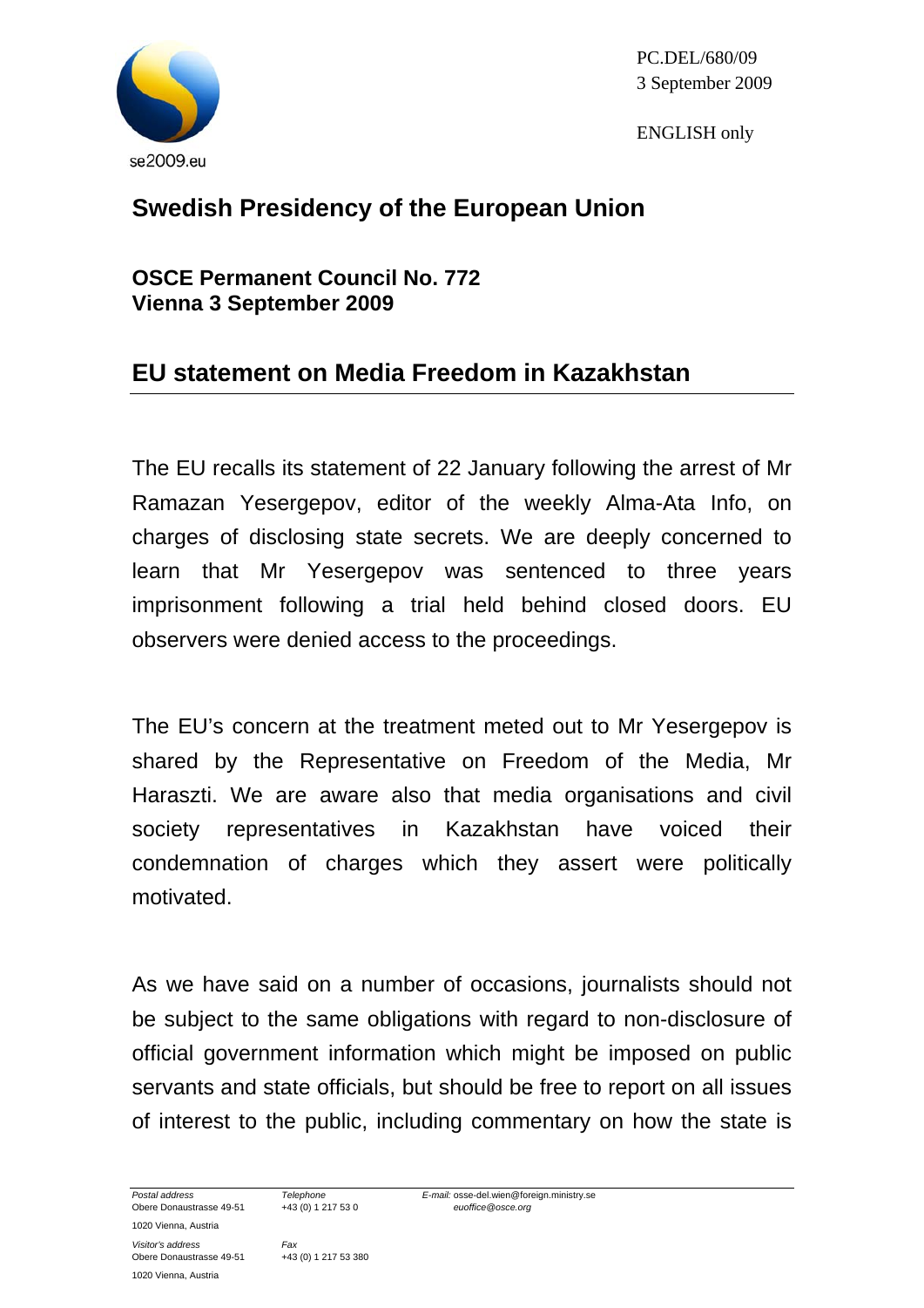se2009.eu

PC.DEL/680/09
3 September 2009

ENGLISH only

# Swedish Presidency of the European Union

**OSCE Permanent Council No. 772**
**Vienna 3 September 2009**

## EU statement on Media Freedom in Kazakhstan

The EU recalls its statement of 22 January following the arrest of Mr Ramazan Yesergepov, editor of the weekly Alma-Ata Info, on charges of disclosing state secrets. We are deeply concerned to learn that Mr Yesergepov was sentenced to three years imprisonment following a trial held behind closed doors. EU observers were denied access to the proceedings.

The EU's concern at the treatment meted out to Mr Yesergepov is shared by the Representative on Freedom of the Media, Mr Haraszti. We are aware also that media organisations and civil society representatives in Kazakhstan have voiced their condemnation of charges which they assert were politically motivated.

As we have said on a number of occasions, journalists should not be subject to the same obligations with regard to non-disclosure of official government information which might be imposed on public servants and state officials, but should be free to report on all issues of interest to the public, including commentary on how the state is

*Postal address*
Obere Donaustrasse 49-51
1020 Vienna, Austria

*Visitor's address*
Obere Donaustrasse 49-51
1020 Vienna, Austria

*Telephone*
+43 (0) 1 217 53 0

*Fax*
+43 (0) 1 217 53 380

*E-mail:* osse-del.wien@foreign.ministry.se
*euoffice@osce.org*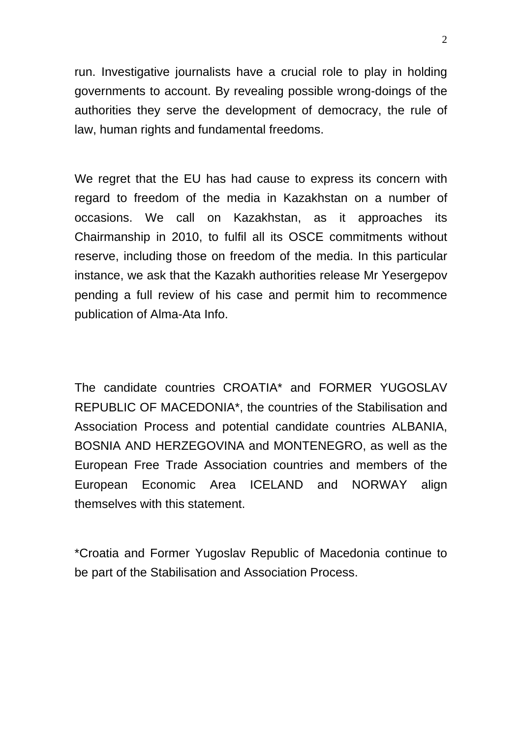run. Investigative journalists have a crucial role to play in holding governments to account. By revealing possible wrong-doings of the authorities they serve the development of democracy, the rule of law, human rights and fundamental freedoms.

We regret that the EU has had cause to express its concern with regard to freedom of the media in Kazakhstan on a number of occasions. We call on Kazakhstan, as it approaches its Chairmanship in 2010, to fulfil all its OSCE commitments without reserve, including those on freedom of the media. In this particular instance, we ask that the Kazakh authorities release Mr Yesergepov pending a full review of his case and permit him to recommence publication of Alma-Ata Info.

The candidate countries CROATIA* and FORMER YUGOSLAV REPUBLIC OF MACEDONIA*, the countries of the Stabilisation and Association Process and potential candidate countries ALBANIA, BOSNIA AND HERZEGOVINA and MONTENEGRO, as well as the European Free Trade Association countries and members of the European Economic Area ICELAND and NORWAY align themselves with this statement.

*Croatia and Former Yugoslav Republic of Macedonia continue to be part of the Stabilisation and Association Process.